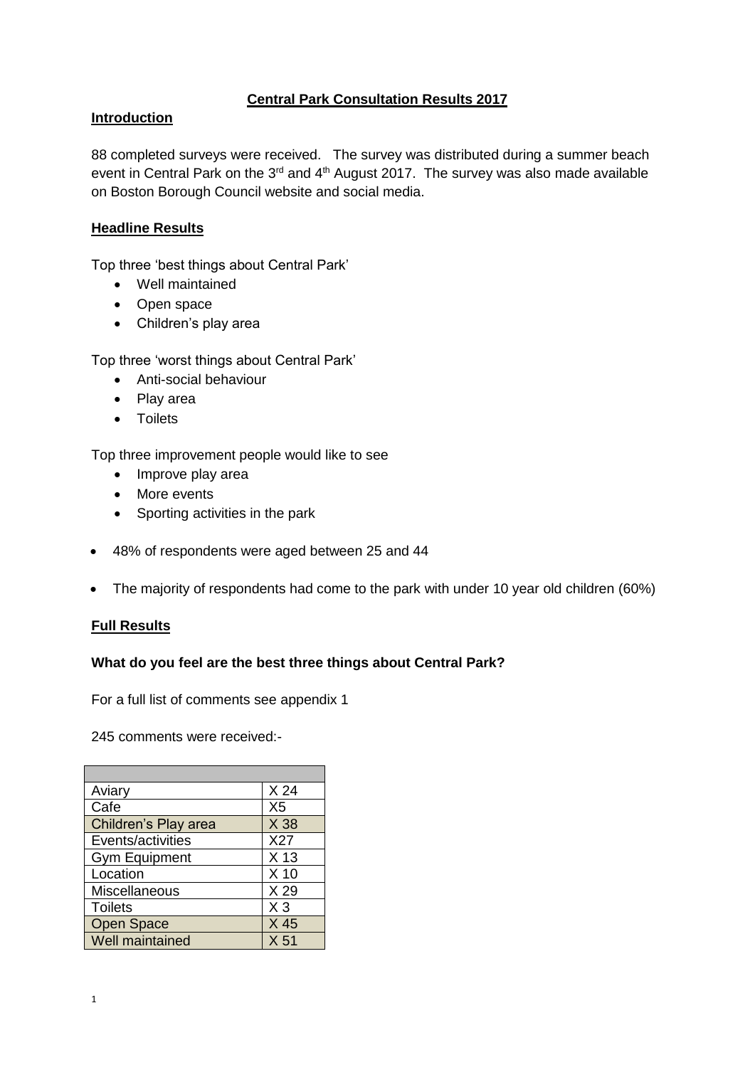# Central Park Consultation Results 2017

## Introduction

88 completed surveys were received. The survey was distributed during a summer beach event in Central Park on the 3rd and 4th August 2017. The survey was also made available on Boston Borough Council website and social media.

## Headline Results

Top three 'best things about Central Park'

- Well maintained
- Open space
- Children's play area

Top three 'worst things about Central Park'

- Anti-social behaviour
- Play area
- Toilets

Top three improvement people would like to see

- Improve play area
- More events
- Sporting activities in the park

- 48% of respondents were aged between 25 and 44
- The majority of respondents had come to the park with under 10 year old children (60%)

## Full Results

### What do you feel are the best three things about Central Park?

For a full list of comments see appendix 1

245 comments were received:-

| | |
|---|---|
| Aviary | X 24 |
| Cafe | X5 |
| Children's Play area | X 38 |
| Events/activities | X27 |
| Gym Equipment | X 13 |
| Location | X 10 |
| Miscellaneous | X 29 |
| Toilets | X 3 |
| Open Space | X 45 |
| Well maintained | X 51 |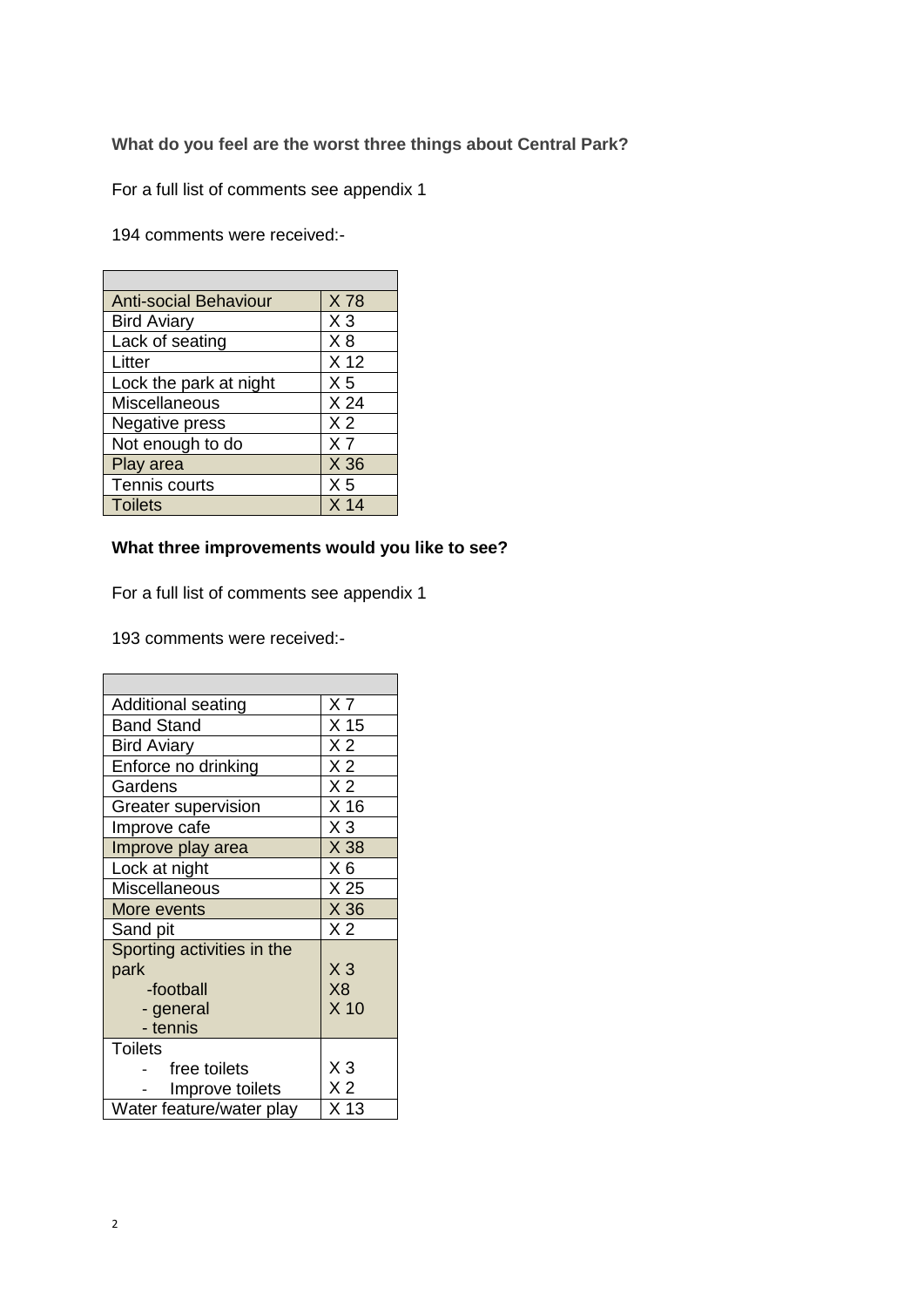**What do you feel are the worst three things about Central Park?**

For a full list of comments see appendix 1

194 comments were received:-

| | |
|---|---|
| Anti-social Behaviour | X 78 |
| Bird Aviary | X 3 |
| Lack of seating | X 8 |
| Litter | X 12 |
| Lock the park at night | X 5 |
| Miscellaneous | X 24 |
| Negative press | X 2 |
| Not enough to do | X 7 |
| Play area | X 36 |
| Tennis courts | X 5 |
| Toilets | X 14 |

**What three improvements would you like to see?**

For a full list of comments see appendix 1

193 comments were received:-

| | |
|---|---|
| Additional seating | X 7 |
| Band Stand | X 15 |
| Bird Aviary | X 2 |
| Enforce no drinking | X 2 |
| Gardens | X 2 |
| Greater supervision | X 16 |
| Improve cafe | X 3 |
| Improve play area | X 38 |
| Lock at night | X 6 |
| Miscellaneous | X 25 |
| More events | X 36 |
| Sand pit | X 2 |
| Sporting activities in the park<br>-football<br>- general<br>- tennis | X 3<br>X8<br>X 10 |
| Toilets<br>- free toilets<br>- Improve toilets | X 3<br>X 2 |
| Water feature/water play | X 13 |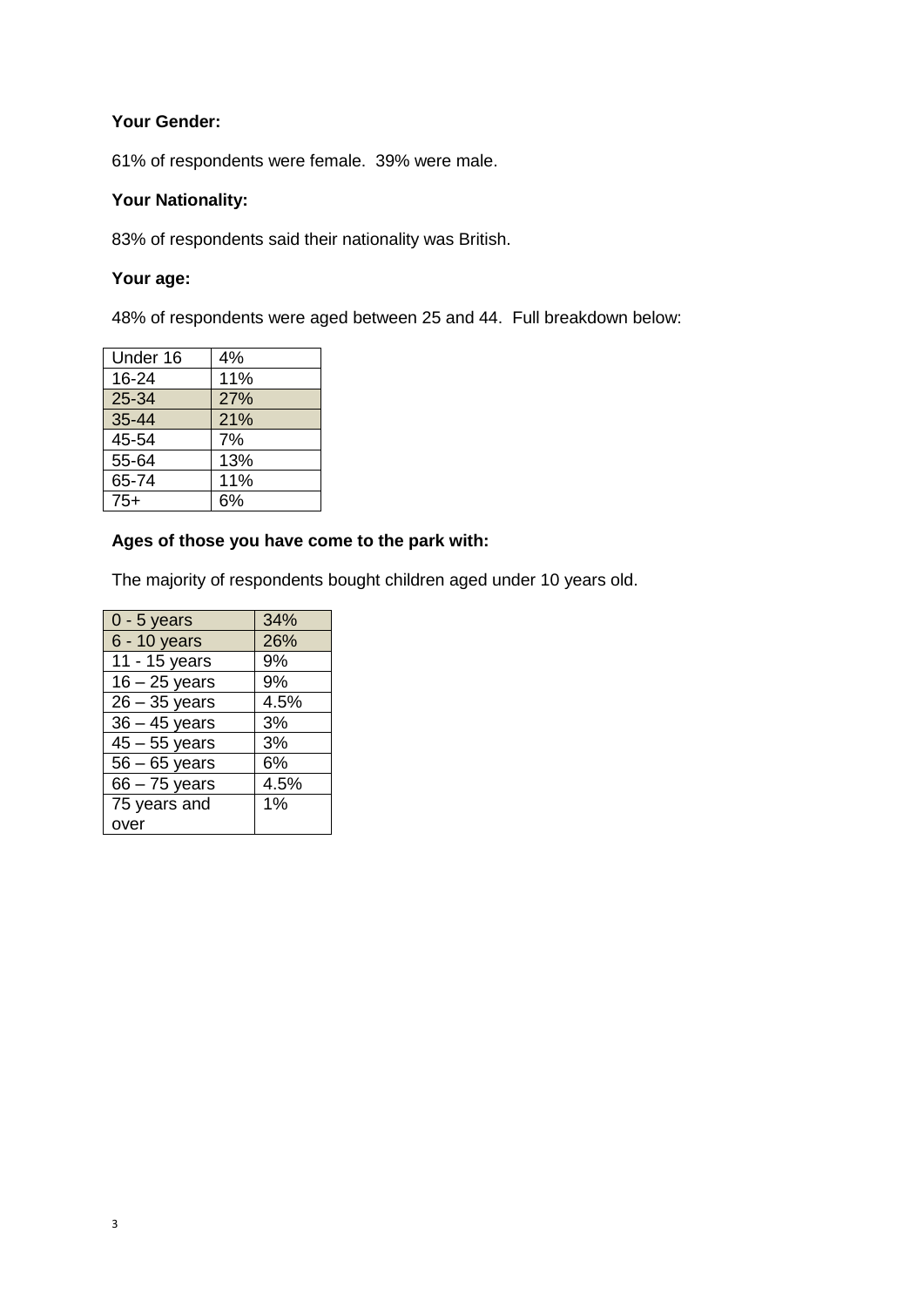**Your Gender:**

61% of respondents were female.  39% were male.

**Your Nationality:**

83% of respondents said their nationality was British.

**Your age:**

48% of respondents were aged between 25 and 44.  Full breakdown below:

| | |
|---|---|
| Under 16 | 4% |
| 16-24 | 11% |
| 25-34 | 27% |
| 35-44 | 21% |
| 45-54 | 7% |
| 55-64 | 13% |
| 65-74 | 11% |
| 75+ | 6% |

**Ages of those you have come to the park with:**

The majority of respondents bought children aged under 10 years old.

| | |
|---|---|
| 0 - 5 years | 34% |
| 6 - 10 years | 26% |
| 11 - 15 years | 9% |
| 16 – 25 years | 9% |
| 26 – 35 years | 4.5% |
| 36 – 45 years | 3% |
| 45 – 55 years | 3% |
| 56 – 65 years | 6% |
| 66 – 75 years | 4.5% |
| 75 years and over | 1% |